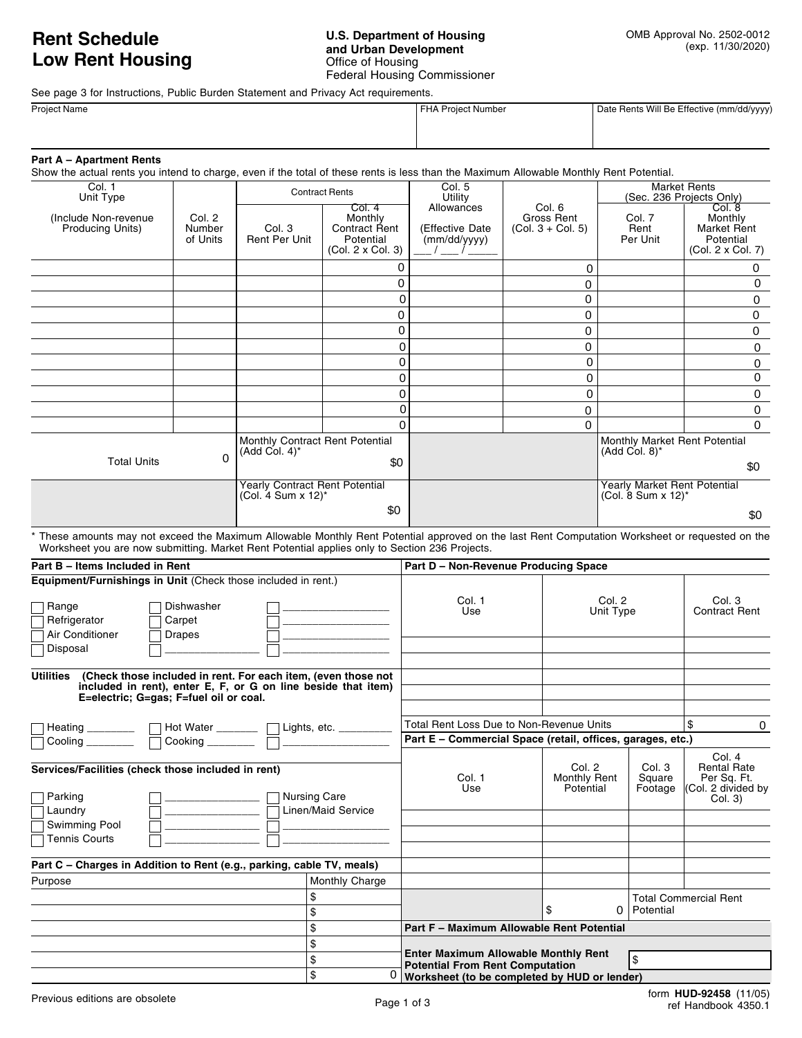# Rent Schedule Low Rent Housing

**U.S. Department of Housing and Urban Development**
Office of Housing
Federal Housing Commissioner

OMB Approval No. 2502-0012 (exp. 11/30/2020)

See page 3 for Instructions, Public Burden Statement and Privacy Act requirements.

| Project Name | FHA Project Number | Date Rents Will Be Effective (mm/dd/yyyy) |
|---|---|---|
| | | |

## Part A – Apartment Rents

Show the actual rents you intend to charge, even if the total of these rents is less than the Maximum Allowable Monthly Rent Potential.

| Col. 1 Unit Type (Include Non-revenue Producing Units) | Col. 2 Number of Units | Contract Rents | | Col. 5 Utility Allowances (Effective Date (mm/dd/yyyy) \_\_\_ / \_\_\_ / \_\_\_\_\_) | Col. 6 Gross Rent (Col. 3 + Col. 5) | Market Rents (Sec. 236 Projects Only) | |
|---|---|---|---|---|---|---|---|
| | | Col. 3 Rent Per Unit | Col. 4 Monthly Contract Rent Potential (Col. 2 x Col. 3) | | | Col. 7 Rent Per Unit | Col. 8 Monthly Market Rent Potential (Col. 2 x Col. 7) |
| | | | 0 | | 0 | | 0 |
| | | | 0 | | 0 | | 0 |
| | | | 0 | | 0 | | 0 |
| | | | 0 | | 0 | | 0 |
| | | | 0 | | 0 | | 0 |
| | | | 0 | | 0 | | 0 |
| | | | 0 | | 0 | | 0 |
| | | | 0 | | 0 | | 0 |
| | | | 0 | | 0 | | 0 |
| | | | 0 | | 0 | | 0 |
| | | | 0 | | 0 | | 0 |
| Total Units | 0 | Monthly Contract Rent Potential (Add Col. 4)* | $0 | | | Monthly Market Rent Potential (Add Col. 8)* | $0 |
| | | Yearly Contract Rent Potential (Col. 4 Sum x 12)* | $0 | | | Yearly Market Rent Potential (Col. 8 Sum x 12)* | $0 |

\* These amounts may not exceed the Maximum Allowable Monthly Rent Potential approved on the last Rent Computation Worksheet or requested on the Worksheet you are now submitting. Market Rent Potential applies only to Section 236 Projects.

## Part B – Items Included in Rent

**Equipment/Furnishings in Unit** (Check those included in rent.)

- ☐ Range
- ☐ Refrigerator
- ☐ Air Conditioner
- ☐ Disposal
- ☐ Dishwasher
- ☐ Carpet
- ☐ Drapes
- ☐ \_\_\_\_\_\_\_\_\_\_\_\_\_\_\_
- ☐ \_\_\_\_\_\_\_\_\_\_\_\_\_\_\_
- ☐ \_\_\_\_\_\_\_\_\_\_\_\_\_\_\_
- ☐ \_\_\_\_\_\_\_\_\_\_\_\_\_\_\_
- ☐ \_\_\_\_\_\_\_\_\_\_\_\_\_\_\_

**Utilities (Check those included in rent. For each item, (even those not included in rent), enter E, F, or G on line beside that item) E=electric; G=gas; F=fuel oil or coal.**

- ☐ Heating \_\_\_\_\_\_\_\_
- ☐ Cooling \_\_\_\_\_\_\_\_
- ☐ Hot Water \_\_\_\_\_\_\_
- ☐ Cooking \_\_\_\_\_\_\_\_
- ☐ Lights, etc. \_\_\_\_\_\_\_\_\_
- ☐ \_\_\_\_\_\_\_\_\_\_\_\_\_\_\_

**Services/Facilities (check those included in rent)**

- ☐ Parking
- ☐ Laundry
- ☐ Swimming Pool
- ☐ Tennis Courts
- ☐ \_\_\_\_\_\_\_\_\_\_\_\_\_\_\_
- ☐ \_\_\_\_\_\_\_\_\_\_\_\_\_\_\_
- ☐ \_\_\_\_\_\_\_\_\_\_\_\_\_\_\_
- ☐ \_\_\_\_\_\_\_\_\_\_\_\_\_\_\_
- ☐ Nursing Care
- ☐ Linen/Maid Service
- ☐ \_\_\_\_\_\_\_\_\_\_\_\_\_\_\_
- ☐ \_\_\_\_\_\_\_\_\_\_\_\_\_\_\_

## Part C – Charges in Addition to Rent (e.g., parking, cable TV, meals)

| Purpose | Monthly Charge |
|---|---|
| | $ |
| | $ |
| | $ |
| | $ |
| | $ |
| | $ 0 |

## Part D – Non-Revenue Producing Space

| Col. 1 Use | Col. 2 Unit Type | Col. 3 Contract Rent |
|---|---|---|
| | | |
| | | |
| | | |
| | | |
| | | |
| Total Rent Loss Due to Non-Revenue Units | | $ 0 |

## Part E – Commercial Space (retail, offices, garages, etc.)

| Col. 1 Use | Col. 2 Monthly Rent Potential | Col. 3 Square Footage | Col. 4 Rental Rate Per Sq. Ft. (Col. 2 divided by Col. 3) |
|---|---|---|---|
| | | | |
| | | | |
| | | | |
| | | | |
| | $ 0 | Total Commercial Rent Potential | |

## Part F – Maximum Allowable Rent Potential

**Enter Maximum Allowable Monthly Rent Potential From Rent Computation Worksheet (to be completed by HUD or lender)** $

Previous editions are obsolete

form **HUD-92458** (11/05)
ref Handbook 4350.1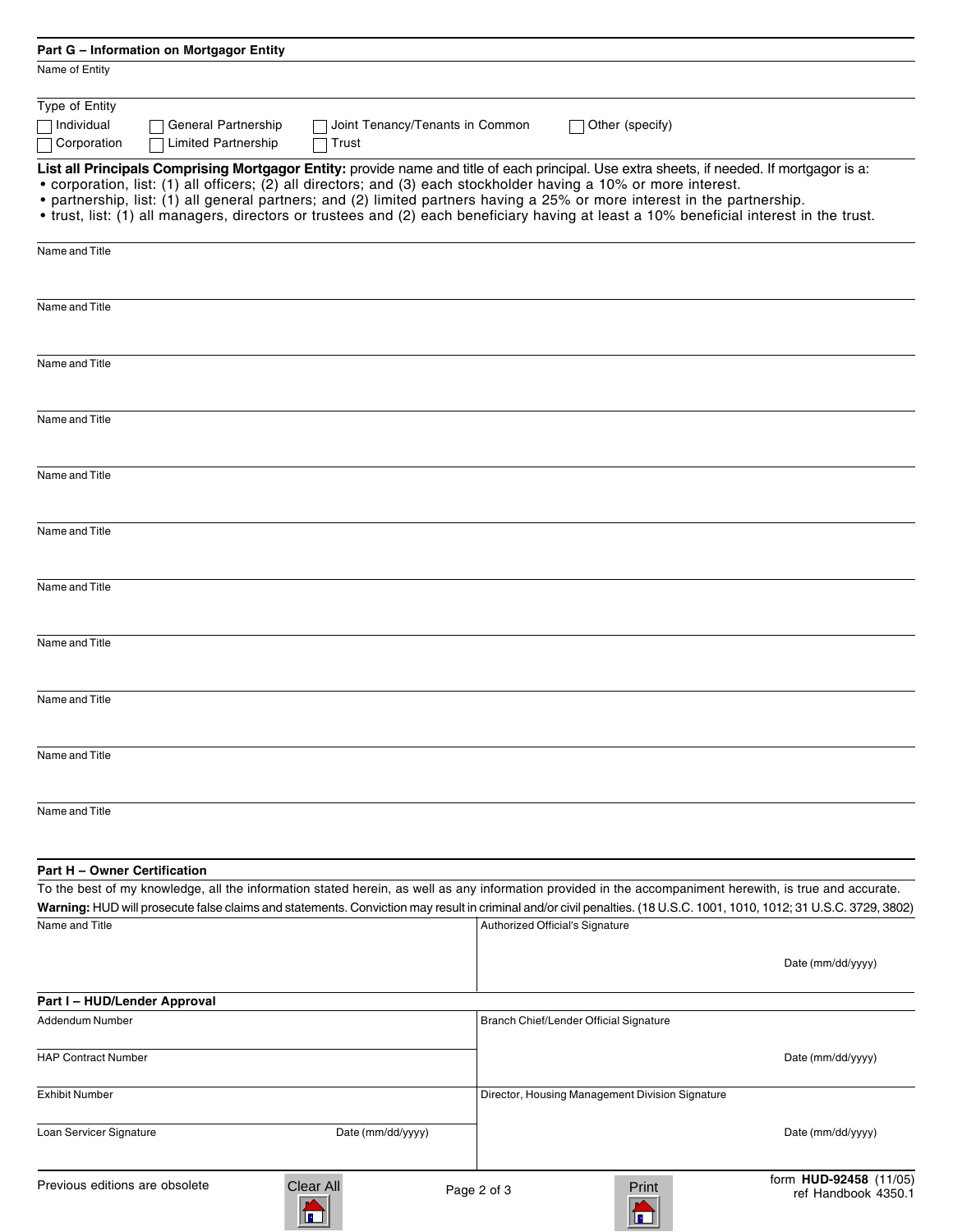## Part G – Information on Mortgagor Entity

Name of Entity

Type of Entity

- [ ] Individual
- [ ] General Partnership
- [ ] Joint Tenancy/Tenants in Common
- [ ] Other (specify)
- [ ] Corporation
- [ ] Limited Partnership
- [ ] Trust

**List all Principals Comprising Mortgagor Entity:** provide name and title of each principal. Use extra sheets, if needed. If mortgagor is a:

- corporation, list: (1) all officers; (2) all directors; and (3) each stockholder having a 10% or more interest.
- partnership, list: (1) all general partners; and (2) limited partners having a 25% or more interest in the partnership.
- trust, list: (1) all managers, directors or trustees and (2) each beneficiary having at least a 10% beneficial interest in the trust.

Name and Title

Name and Title

Name and Title

Name and Title

Name and Title

Name and Title

Name and Title

Name and Title

Name and Title

Name and Title

Name and Title

## Part H – Owner Certification

To the best of my knowledge, all the information stated herein, as well as any information provided in the accompaniment herewith, is true and accurate.

**Warning:** HUD will prosecute false claims and statements. Conviction may result in criminal and/or civil penalties. (18 U.S.C. 1001, 1010, 1012; 31 U.S.C. 3729, 3802)

| Name and Title | Authorized Official's Signature<br><br>Date (mm/dd/yyyy) |
|---|---|

## Part I – HUD/Lender Approval

| | |
|---|---|
| Addendum Number | Branch Chief/Lender Official Signature |
| HAP Contract Number | Date (mm/dd/yyyy) |
| Exhibit Number | Director, Housing Management Division Signature |
| Loan Servicer Signature &nbsp;&nbsp;&nbsp; Date (mm/dd/yyyy) | Date (mm/dd/yyyy) |

Previous editions are obsolete

form **HUD-92458** (11/05)
ref Handbook 4350.1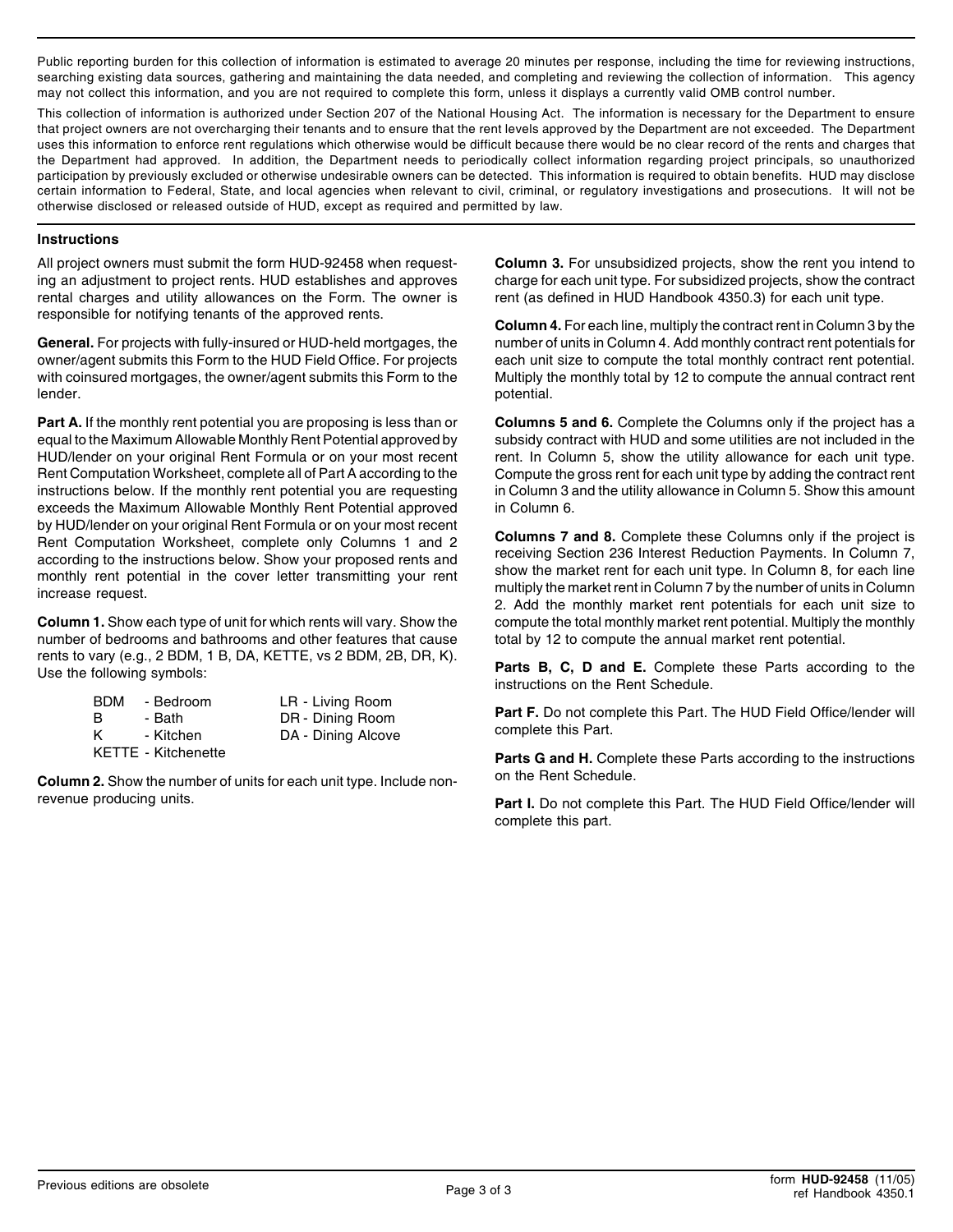Public reporting burden for this collection of information is estimated to average 20 minutes per response, including the time for reviewing instructions, searching existing data sources, gathering and maintaining the data needed, and completing and reviewing the collection of information. This agency may not collect this information, and you are not required to complete this form, unless it displays a currently valid OMB control number.

This collection of information is authorized under Section 207 of the National Housing Act. The information is necessary for the Department to ensure that project owners are not overcharging their tenants and to ensure that the rent levels approved by the Department are not exceeded. The Department uses this information to enforce rent regulations which otherwise would be difficult because there would be no clear record of the rents and charges that the Department had approved. In addition, the Department needs to periodically collect information regarding project principals, so unauthorized participation by previously excluded or otherwise undesirable owners can be detected. This information is required to obtain benefits. HUD may disclose certain information to Federal, State, and local agencies when relevant to civil, criminal, or regulatory investigations and prosecutions. It will not be otherwise disclosed or released outside of HUD, except as required and permitted by law.

## Instructions

All project owners must submit the form HUD-92458 when requesting an adjustment to project rents. HUD establishes and approves rental charges and utility allowances on the Form. The owner is responsible for notifying tenants of the approved rents.

**General.** For projects with fully-insured or HUD-held mortgages, the owner/agent submits this Form to the HUD Field Office. For projects with coinsured mortgages, the owner/agent submits this Form to the lender.

**Part A.** If the monthly rent potential you are proposing is less than or equal to the Maximum Allowable Monthly Rent Potential approved by HUD/lender on your original Rent Formula or on your most recent Rent Computation Worksheet, complete all of Part A according to the instructions below. If the monthly rent potential you are requesting exceeds the Maximum Allowable Monthly Rent Potential approved by HUD/lender on your original Rent Formula or on your most recent Rent Computation Worksheet, complete only Columns 1 and 2 according to the instructions below. Show your proposed rents and monthly rent potential in the cover letter transmitting your rent increase request.

**Column 1.** Show each type of unit for which rents will vary. Show the number of bedrooms and bathrooms and other features that cause rents to vary (e.g., 2 BDM, 1 B, DA, KETTE, vs 2 BDM, 2B, DR, K). Use the following symbols:

| | |
|---|---|
| BDM - Bedroom | LR - Living Room |
| B - Bath | DR - Dining Room |
| K - Kitchen | DA - Dining Alcove |
| KETTE - Kitchenette | |

**Column 2.** Show the number of units for each unit type. Include non-revenue producing units.

**Column 3.** For unsubsidized projects, show the rent you intend to charge for each unit type. For subsidized projects, show the contract rent (as defined in HUD Handbook 4350.3) for each unit type.

**Column 4.** For each line, multiply the contract rent in Column 3 by the number of units in Column 4. Add monthly contract rent potentials for each unit size to compute the total monthly contract rent potential. Multiply the monthly total by 12 to compute the annual contract rent potential.

**Columns 5 and 6.** Complete the Columns only if the project has a subsidy contract with HUD and some utilities are not included in the rent. In Column 5, show the utility allowance for each unit type. Compute the gross rent for each unit type by adding the contract rent in Column 3 and the utility allowance in Column 5. Show this amount in Column 6.

**Columns 7 and 8.** Complete these Columns only if the project is receiving Section 236 Interest Reduction Payments. In Column 7, show the market rent for each unit type. In Column 8, for each line multiply the market rent in Column 7 by the number of units in Column 2. Add the monthly market rent potentials for each unit size to compute the total monthly market rent potential. Multiply the monthly total by 12 to compute the annual market rent potential.

**Parts B, C, D and E.** Complete these Parts according to the instructions on the Rent Schedule.

**Part F.** Do not complete this Part. The HUD Field Office/lender will complete this Part.

**Parts G and H.** Complete these Parts according to the instructions on the Rent Schedule.

**Part I.** Do not complete this Part. The HUD Field Office/lender will complete this part.

Previous editions are obsolete

form **HUD-92458** (11/05)
ref Handbook 4350.1